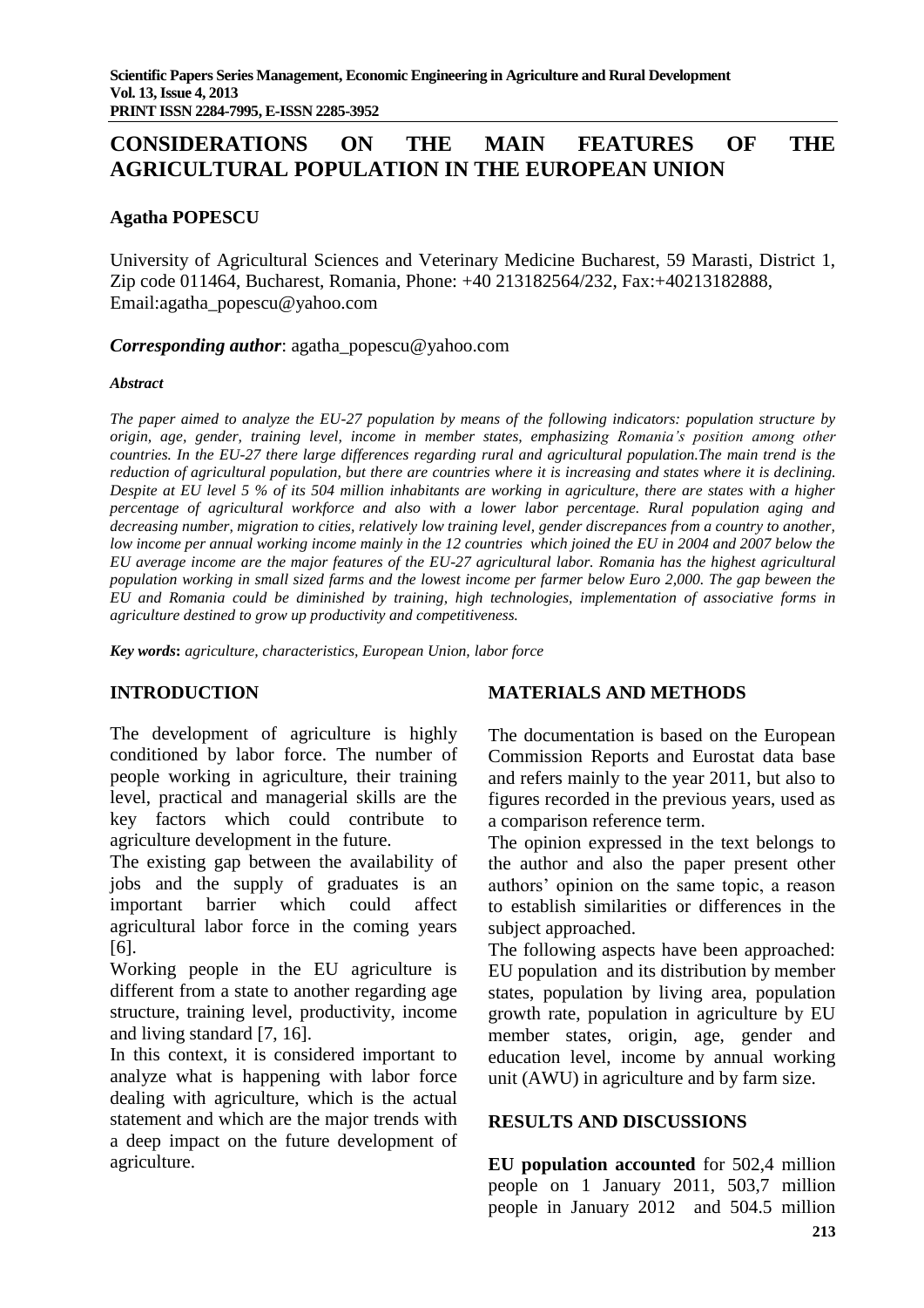# CONSIDERATIONS ON THE MAIN FEATURES OF THE AGRICULTURAL POPULATION IN THE EUROPEAN UNION

**Agatha POPESCU**

University of Agricultural Sciences and Veterinary Medicine Bucharest, 59 Marasti, District 1, Zip code 011464, Bucharest, Romania, Phone: +40 213182564/232, Fax:+40213182888, Email:agatha_popescu@yahoo.com

***Corresponding author***: agatha_popescu@yahoo.com

***Abstract***

*The paper aimed to analyze the EU-27 population by means of the following indicators: population structure by origin, age, gender, training level, income in member states, emphasizing Romania's position among other countries. In the EU-27 there large differences regarding rural and agricultural population.The main trend is the reduction of agricultural population, but there are countries where it is increasing and states where it is declining. Despite at EU level 5 % of its 504 million inhabitants are working in agriculture, there are states with a higher percentage of agricultural workforce and also with a lower labor percentage. Rural population aging and decreasing number, migration to cities, relatively low training level, gender discrepances from a country to another, low income per annual working income mainly in the 12 countries which joined the EU in 2004 and 2007 below the EU average income are the major features of the EU-27 agricultural labor. Romania has the highest agricultural population working in small sized farms and the lowest income per farmer below Euro 2,000. The gap beween the EU and Romania could be diminished by training, high technologies, implementation of associative forms in agriculture destined to grow up productivity and competitiveness.*

***Key words*:** *agriculture, characteristics, European Union, labor force*

## INTRODUCTION

The development of agriculture is highly conditioned by labor force. The number of people working in agriculture, their training level, practical and managerial skills are the key factors which could contribute to agriculture development in the future.

The existing gap between the availability of jobs and the supply of graduates is an important barrier which could affect agricultural labor force in the coming years [6].

Working people in the EU agriculture is different from a state to another regarding age structure, training level, productivity, income and living standard [7, 16].

In this context, it is considered important to analyze what is happening with labor force dealing with agriculture, which is the actual statement and which are the major trends with a deep impact on the future development of agriculture.

## MATERIALS AND METHODS

The documentation is based on the European Commission Reports and Eurostat data base and refers mainly to the year 2011, but also to figures recorded in the previous years, used as a comparison reference term.

The opinion expressed in the text belongs to the author and also the paper present other authors' opinion on the same topic, a reason to establish similarities or differences in the subject approached.

The following aspects have been approached: EU population and its distribution by member states, population by living area, population growth rate, population in agriculture by EU member states, origin, age, gender and education level, income by annual working unit (AWU) in agriculture and by farm size.

## RESULTS AND DISCUSSIONS

**EU population accounted** for 502,4 million people on 1 January 2011, 503,7 million people in January 2012 and 504.5 million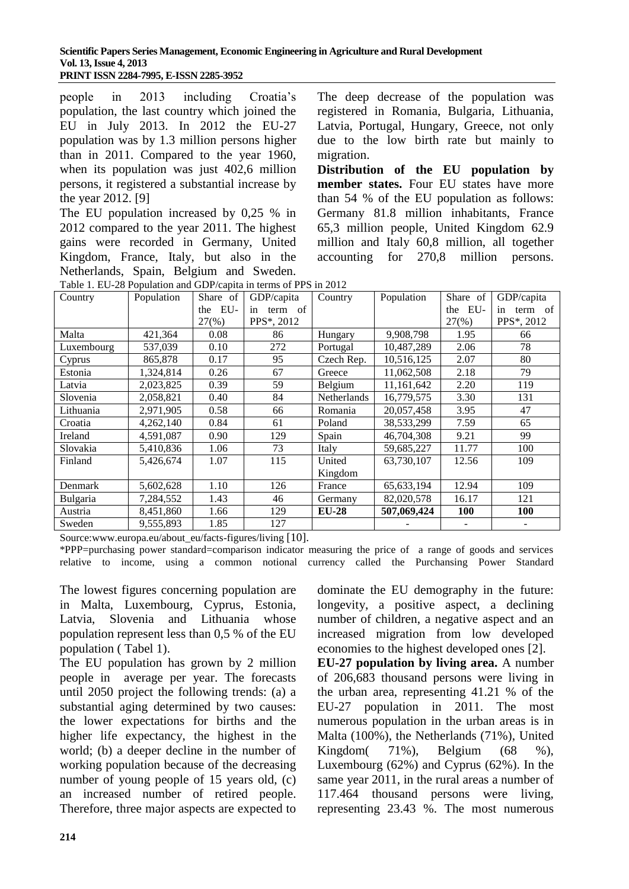people in 2013 including Croatia's population, the last country which joined the EU in July 2013. In 2012 the EU-27 population was by 1.3 million persons higher than in 2011. Compared to the year 1960, when its population was just 402,6 million persons, it registered a substantial increase by the year 2012. [9]

The EU population increased by 0,25 % in 2012 compared to the year 2011. The highest gains were recorded in Germany, United Kingdom, France, Italy, but also in the Netherlands, Spain, Belgium and Sweden. The deep decrease of the population was registered in Romania, Bulgaria, Lithuania, Latvia, Portugal, Hungary, Greece, not only due to the low birth rate but mainly to migration.

**Distribution of the EU population by member states.** Four EU states have more than 54 % of the EU population as follows: Germany 81.8 million inhabitants, France 65,3 million people, United Kingdom 62.9 million and Italy 60,8 million, all together accounting for 270,8 million persons.

Table 1. EU-28 Population and GDP/capita in terms of PPS in 2012

| Country | Population | Share of the EU-27(%) | GDP/capita in term of PPS*, 2012 | Country | Population | Share of the EU-27(%) | GDP/capita in term of PPS*, 2012 |
|---|---|---|---|---|---|---|---|
| Malta | 421,364 | 0.08 | 86 | Hungary | 9,908,798 | 1.95 | 66 |
| Luxembourg | 537,039 | 0.10 | 272 | Portugal | 10,487,289 | 2.06 | 78 |
| Cyprus | 865,878 | 0.17 | 95 | Czech Rep. | 10,516,125 | 2.07 | 80 |
| Estonia | 1,324,814 | 0.26 | 67 | Greece | 11,062,508 | 2.18 | 79 |
| Latvia | 2,023,825 | 0.39 | 59 | Belgium | 11,161,642 | 2.20 | 119 |
| Slovenia | 2,058,821 | 0.40 | 84 | Netherlands | 16,779,575 | 3.30 | 131 |
| Lithuania | 2,971,905 | 0.58 | 66 | Romania | 20,057,458 | 3.95 | 47 |
| Croatia | 4,262,140 | 0.84 | 61 | Poland | 38,533,299 | 7.59 | 65 |
| Ireland | 4,591,087 | 0.90 | 129 | Spain | 46,704,308 | 9.21 | 99 |
| Slovakia | 5,410,836 | 1.06 | 73 | Italy | 59,685,227 | 11.77 | 100 |
| Finland | 5,426,674 | 1.07 | 115 | United Kingdom | 63,730,107 | 12.56 | 109 |
| Denmark | 5,602,628 | 1.10 | 126 | France | 65,633,194 | 12.94 | 109 |
| Bulgaria | 7,284,552 | 1.43 | 46 | Germany | 82,020,578 | 16.17 | 121 |
| Austria | 8,451,860 | 1.66 | 129 | **EU-28** | **507,069,424** | **100** | **100** |
| Sweden | 9,555,893 | 1.85 | 127 | | - | - | - |

Source:www.europa.eu/about_eu/facts-figures/living [10].

*PPP=purchasing power standard=comparison indicator measuring the price of a range of goods and services relative to income, using a common notional currency called the Purchansing Power Standard

The lowest figures concerning population are in Malta, Luxembourg, Cyprus, Estonia, Latvia, Slovenia and Lithuania whose population represent less than 0,5 % of the EU population ( Tabel 1).

The EU population has grown by 2 million people in average per year. The forecasts until 2050 project the following trends: (a) a substantial aging determined by two causes: the lower expectations for births and the higher life expectancy, the highest in the world; (b) a deeper decline in the number of working population because of the decreasing number of young people of 15 years old, (c) an increased number of retired people. Therefore, three major aspects are expected to dominate the EU demography in the future: longevity, a positive aspect, a declining number of children, a negative aspect and an increased migration from low developed economies to the highest developed ones [2].

**EU-27 population by living area.** A number of 206,683 thousand persons were living in the urban area, representing 41.21 % of the EU-27 population in 2011. The most numerous population in the urban areas is in Malta (100%), the Netherlands (71%), United Kingdom( 71%), Belgium (68 %), Luxembourg (62%) and Cyprus (62%). In the same year 2011, in the rural areas a number of 117.464 thousand persons were living, representing 23.43 %. The most numerous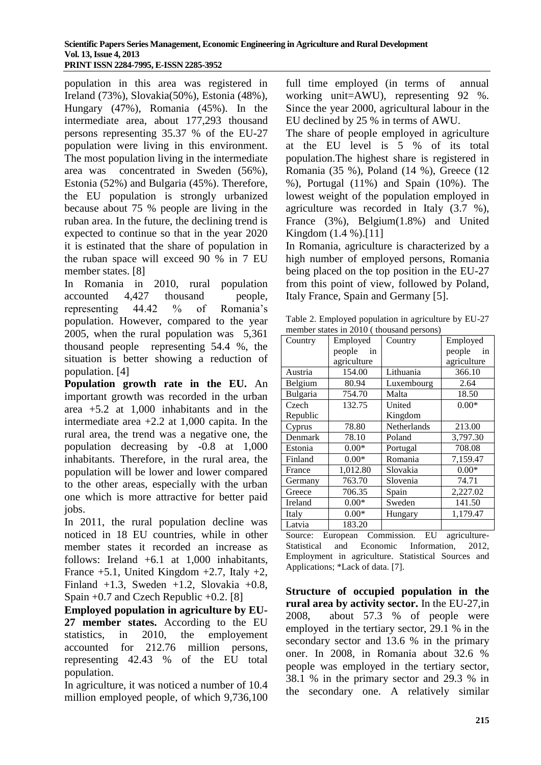population in this area was registered in Ireland (73%), Slovakia(50%), Estonia (48%), Hungary (47%), Romania (45%). In the intermediate area, about 177,293 thousand persons representing 35.37 % of the EU-27 population were living in this environment. The most population living in the intermediate area was concentrated in Sweden (56%), Estonia (52%) and Bulgaria (45%). Therefore, the EU population is strongly urbanized because about 75 % people are living in the ruban area. In the future, the declining trend is expected to continue so that in the year 2020 it is estimated that the share of population in the ruban space will exceed 90 % in 7 EU member states. [8]

In Romania in 2010, rural population accounted 4,427 thousand people, representing 44.42 % of Romania's population. However, compared to the year 2005, when the rural population was 5,361 thousand people representing 54.4 %, the situation is better showing a reduction of population. [4]

**Population growth rate in the EU.** An important growth was recorded in the urban area +5.2 at 1,000 inhabitants and in the intermediate area +2.2 at 1,000 capita. In the rural area, the trend was a negative one, the population decreasing by -0.8 at 1,000 inhabitants. Therefore, in the rural area, the population will be lower and lower compared to the other areas, especially with the urban one which is more attractive for better paid jobs.

In 2011, the rural population decline was noticed in 18 EU countries, while in other member states it recorded an increase as follows: Ireland +6.1 at 1,000 inhabitants, France +5.1, United Kingdom +2.7, Italy +2, Finland +1.3, Sweden +1.2, Slovakia +0.8, Spain +0.7 and Czech Republic +0.2. [8]

**Employed population in agriculture by EU-27 member states.** According to the EU statistics, in 2010, the employement accounted for 212.76 million persons, representing 42.43 % of the EU total population.

In agriculture, it was noticed a number of 10.4 million employed people, of which 9,736,100 full time employed (in terms of annual working unit=AWU), representing 92 %. Since the year 2000, agricultural labour in the EU declined by 25 % in terms of AWU.

The share of people employed in agriculture at the EU level is 5 % of its total population.The highest share is registered in Romania (35 %), Poland (14 %), Greece (12 %), Portugal (11%) and Spain (10%). The lowest weight of the population employed in agriculture was recorded in Italy (3.7 %), France (3%), Belgium(1.8%) and United Kingdom (1.4 %).[11]

In Romania, agriculture is characterized by a high number of employed persons, Romania being placed on the top position in the EU-27 from this point of view, followed by Poland, Italy France, Spain and Germany [5].

Table 2. Employed population in agriculture by EU-27 member states in 2010 ( thousand persons)

| Country | Employed people in agriculture | Country | Employed people in agriculture |
|---|---|---|---|
| Austria | 154.00 | Lithuania | 366.10 |
| Belgium | 80.94 | Luxembourg | 2.64 |
| Bulgaria | 754.70 | Malta | 18.50 |
| Czech Republic | 132.75 | United Kingdom | 0.00* |
| Cyprus | 78.80 | Netherlands | 213.00 |
| Denmark | 78.10 | Poland | 3,797.30 |
| Estonia | 0.00* | Portugal | 708.08 |
| Finland | 0.00* | Romania | 7,159.47 |
| France | 1,012.80 | Slovakia | 0.00* |
| Germany | 763.70 | Slovenia | 74.71 |
| Greece | 706.35 | Spain | 2,227.02 |
| Ireland | 0.00* | Sweden | 141.50 |
| Italy | 0.00* | Hungary | 1,179.47 |
| Latvia | 183.20 | | |

Source: European Commission. EU agriculture-Statistical and Economic Information, 2012, Employment in agriculture. Statistical Sources and Applications; *Lack of data. [7].

**Structure of occupied population in the rural area by activity sector.** In the EU-27,in 2008, about 57.3 % of people were employed in the tertiary sector, 29.1 % in the secondary sector and 13.6 % in the primary oner. In 2008, in Romania about 32.6 % people was employed in the tertiary sector, 38.1 % in the primary sector and 29.3 % in the secondary one. A relatively similar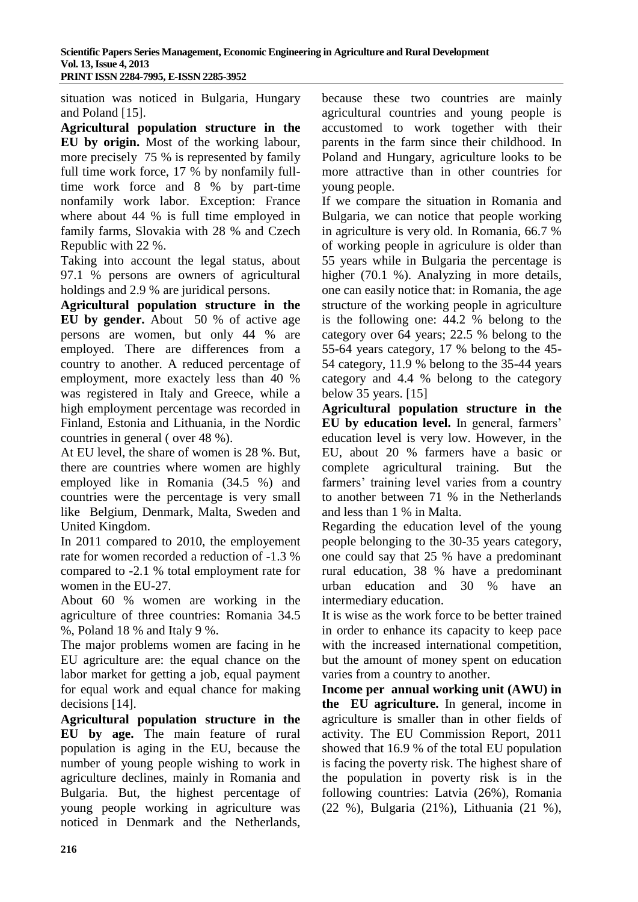situation was noticed in Bulgaria, Hungary and Poland [15].

**Agricultural population structure in the EU by origin.** Most of the working labour, more precisely 75 % is represented by family full time work force, 17 % by nonfamily full-time work force and 8 % by part-time nonfamily work labor. Exception: France where about 44 % is full time employed in family farms, Slovakia with 28 % and Czech Republic with 22 %.

Taking into account the legal status, about 97.1 % persons are owners of agricultural holdings and 2.9 % are juridical persons.

**Agricultural population structure in the EU by gender.** About 50 % of active age persons are women, but only 44 % are employed. There are differences from a country to another. A reduced percentage of employment, more exactely less than 40 % was registered in Italy and Greece, while a high employment percentage was recorded in Finland, Estonia and Lithuania, in the Nordic countries in general ( over 48 %).

At EU level, the share of women is 28 %. But, there are countries where women are highly employed like in Romania (34.5 %) and countries were the percentage is very small like Belgium, Denmark, Malta, Sweden and United Kingdom.

In 2011 compared to 2010, the employement rate for women recorded a reduction of -1.3 % compared to -2.1 % total employment rate for women in the EU-27.

About 60 % women are working in the agriculture of three countries: Romania 34.5 %, Poland 18 % and Italy 9 %.

The major problems women are facing in he EU agriculture are: the equal chance on the labor market for getting a job, equal payment for equal work and equal chance for making decisions [14].

**Agricultural population structure in the EU by age.** The main feature of rural population is aging in the EU, because the number of young people wishing to work in agriculture declines, mainly in Romania and Bulgaria. But, the highest percentage of young people working in agriculture was noticed in Denmark and the Netherlands, because these two countries are mainly agricultural countries and young people is accustomed to work together with their parents in the farm since their childhood. In Poland and Hungary, agriculture looks to be more attractive than in other countries for young people.

If we compare the situation in Romania and Bulgaria, we can notice that people working in agriculture is very old. In Romania, 66.7 % of working people in agriculure is older than 55 years while in Bulgaria the percentage is higher (70.1 %). Analyzing in more details, one can easily notice that: in Romania, the age structure of the working people in agriculture is the following one: 44.2 % belong to the category over 64 years; 22.5 % belong to the 55-64 years category, 17 % belong to the 45-54 category, 11.9 % belong to the 35-44 years category and 4.4 % belong to the category below 35 years. [15]

**Agricultural population structure in the EU by education level.** In general, farmers' education level is very low. However, in the EU, about 20 % farmers have a basic or complete agricultural training. But the farmers' training level varies from a country to another between 71 % in the Netherlands and less than 1 % in Malta.

Regarding the education level of the young people belonging to the 30-35 years category, one could say that 25 % have a predominant rural education, 38 % have a predominant urban education and 30 % have an intermediary education.

It is wise as the work force to be better trained in order to enhance its capacity to keep pace with the increased international competition, but the amount of money spent on education varies from a country to another.

**Income per annual working unit (AWU) in the EU agriculture.** In general, income in agriculture is smaller than in other fields of activity. The EU Commission Report, 2011 showed that 16.9 % of the total EU population is facing the poverty risk. The highest share of the population in poverty risk is in the following countries: Latvia (26%), Romania (22 %), Bulgaria (21%), Lithuania (21 %),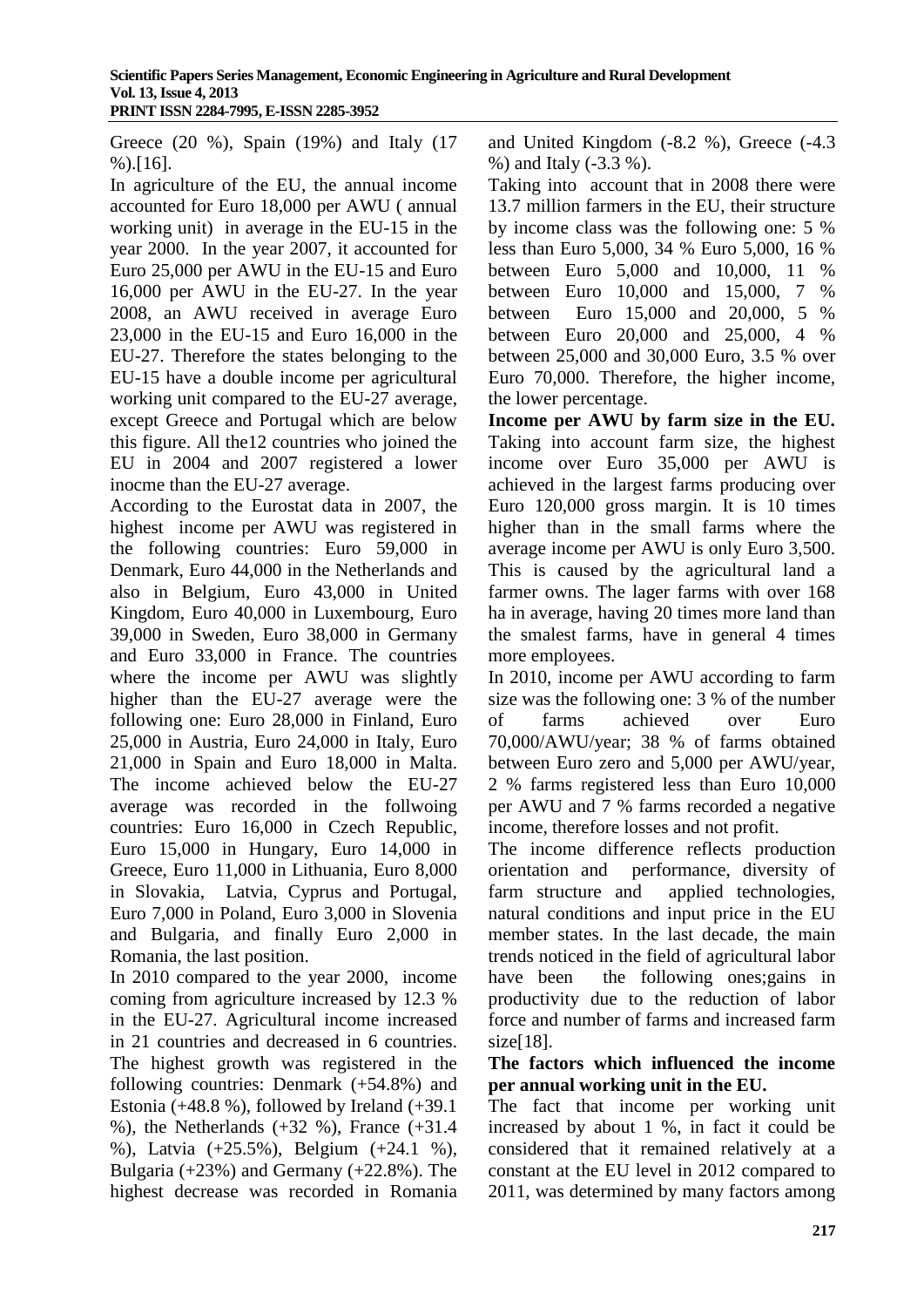Greece (20 %), Spain (19%) and Italy (17 %).[16].

In agriculture of the EU, the annual income accounted for Euro 18,000 per AWU ( annual working unit) in average in the EU-15 in the year 2000. In the year 2007, it accounted for Euro 25,000 per AWU in the EU-15 and Euro 16,000 per AWU in the EU-27. In the year 2008, an AWU received in average Euro 23,000 in the EU-15 and Euro 16,000 in the EU-27. Therefore the states belonging to the EU-15 have a double income per agricultural working unit compared to the EU-27 average, except Greece and Portugal which are below this figure. All the12 countries who joined the EU in 2004 and 2007 registered a lower inocme than the EU-27 average.

According to the Eurostat data in 2007, the highest income per AWU was registered in the following countries: Euro 59,000 in Denmark, Euro 44,000 in the Netherlands and also in Belgium, Euro 43,000 in United Kingdom, Euro 40,000 in Luxembourg, Euro 39,000 in Sweden, Euro 38,000 in Germany and Euro 33,000 in France. The countries where the income per AWU was slightly higher than the EU-27 average were the following one: Euro 28,000 in Finland, Euro 25,000 in Austria, Euro 24,000 in Italy, Euro 21,000 in Spain and Euro 18,000 in Malta. The income achieved below the EU-27 average was recorded in the follwoing countries: Euro 16,000 in Czech Republic, Euro 15,000 in Hungary, Euro 14,000 in Greece, Euro 11,000 in Lithuania, Euro 8,000 in Slovakia, Latvia, Cyprus and Portugal, Euro 7,000 in Poland, Euro 3,000 in Slovenia and Bulgaria, and finally Euro 2,000 in Romania, the last position.

In 2010 compared to the year 2000, income coming from agriculture increased by 12.3 % in the EU-27. Agricultural income increased in 21 countries and decreased in 6 countries. The highest growth was registered in the following countries: Denmark (+54.8%) and Estonia (+48.8 %), followed by Ireland (+39.1 %), the Netherlands (+32 %), France (+31.4 %), Latvia (+25.5%), Belgium (+24.1 %), Bulgaria (+23%) and Germany (+22.8%). The highest decrease was recorded in Romania and United Kingdom (-8.2 %), Greece (-4.3 %) and Italy (-3.3 %).

Taking into account that in 2008 there were 13.7 million farmers in the EU, their structure by income class was the following one: 5 % less than Euro 5,000, 34 % Euro 5,000, 16 % between Euro 5,000 and 10,000, 11 % between Euro 10,000 and 15,000, 7 % between Euro 15,000 and 20,000, 5 % between Euro 20,000 and 25,000, 4 % between 25,000 and 30,000 Euro, 3.5 % over Euro 70,000. Therefore, the higher income, the lower percentage.

**Income per AWU by farm size in the EU.** Taking into account farm size, the highest income over Euro 35,000 per AWU is achieved in the largest farms producing over Euro 120,000 gross margin. It is 10 times higher than in the small farms where the average income per AWU is only Euro 3,500. This is caused by the agricultural land a farmer owns. The lager farms with over 168 ha in average, having 20 times more land than the smalest farms, have in general 4 times more employees.

In 2010, income per AWU according to farm size was the following one: 3 % of the number of farms achieved over Euro 70,000/AWU/year; 38 % of farms obtained between Euro zero and 5,000 per AWU/year, 2 % farms registered less than Euro 10,000 per AWU and 7 % farms recorded a negative income, therefore losses and not profit.

The income difference reflects production orientation and performance, diversity of farm structure and applied technologies, natural conditions and input price in the EU member states. In the last decade, the main trends noticed in the field of agricultural labor have been the following ones;gains in productivity due to the reduction of labor force and number of farms and increased farm size[18].

**The factors which influenced the income per annual working unit in the EU.**

The fact that income per working unit increased by about 1 %, in fact it could be considered that it remained relatively at a constant at the EU level in 2012 compared to 2011, was determined by many factors among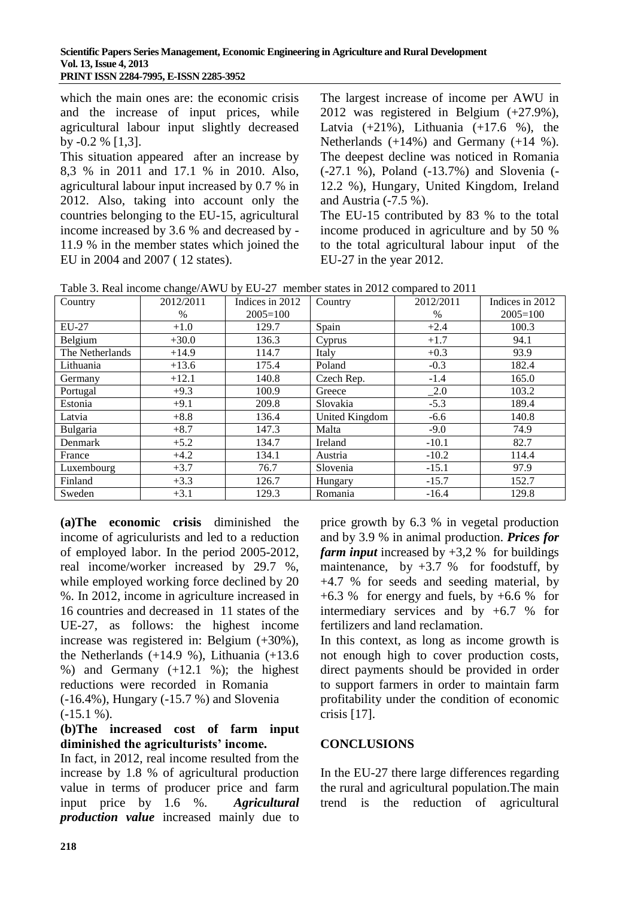which the main ones are: the economic crisis and the increase of input prices, while agricultural labour input slightly decreased by -0.2 % [1,3].

This situation appeared after an increase by 8,3 % in 2011 and 17.1 % in 2010. Also, agricultural labour input increased by 0.7 % in 2012. Also, taking into account only the countries belonging to the EU-15, agricultural income increased by 3.6 % and decreased by -11.9 % in the member states which joined the EU in 2004 and 2007 ( 12 states).

The largest increase of income per AWU in 2012 was registered in Belgium (+27.9%), Latvia (+21%), Lithuania (+17.6 %), the Netherlands (+14%) and Germany (+14 %). The deepest decline was noticed in Romania (-27.1 %), Poland (-13.7%) and Slovenia (-12.2 %), Hungary, United Kingdom, Ireland and Austria (-7.5 %).

The EU-15 contributed by 83 % to the total income produced in agriculture and by 50 % to the total agricultural labour input of the EU-27 in the year 2012.

Table 3. Real income change/AWU by EU-27 member states in 2012 compared to 2011

| Country | 2012/2011 % | Indices in 2012 2005=100 | Country | 2012/2011 % | Indices in 2012 2005=100 |
|---|---|---|---|---|---|
| EU-27 | +1.0 | 129.7 | Spain | +2.4 | 100.3 |
| Belgium | +30.0 | 136.3 | Cyprus | +1.7 | 94.1 |
| The Netherlands | +14.9 | 114.7 | Italy | +0.3 | 93.9 |
| Lithuania | +13.6 | 175.4 | Poland | -0.3 | 182.4 |
| Germany | +12.1 | 140.8 | Czech Rep. | -1.4 | 165.0 |
| Portugal | +9.3 | 100.9 | Greece | _2.0 | 103.2 |
| Estonia | +9.1 | 209.8 | Slovakia | -5.3 | 189.4 |
| Latvia | +8.8 | 136.4 | United Kingdom | -6.6 | 140.8 |
| Bulgaria | +8.7 | 147.3 | Malta | -9.0 | 74.9 |
| Denmark | +5.2 | 134.7 | Ireland | -10.1 | 82.7 |
| France | +4.2 | 134.1 | Austria | -10.2 | 114.4 |
| Luxembourg | +3.7 | 76.7 | Slovenia | -15.1 | 97.9 |
| Finland | +3.3 | 126.7 | Hungary | -15.7 | 152.7 |
| Sweden | +3.1 | 129.3 | Romania | -16.4 | 129.8 |

**(a)The economic crisis** diminished the income of agriculurists and led to a reduction of employed labor. In the period 2005-2012, real income/worker increased by 29.7 %, while employed working force declined by 20 %. In 2012, income in agriculture increased in 16 countries and decreased in 11 states of the UE-27, as follows: the highest income increase was registered in: Belgium (+30%), the Netherlands (+14.9 %), Lithuania (+13.6 %) and Germany (+12.1 %); the highest reductions were recorded in Romania (-16.4%), Hungary (-15.7 %) and Slovenia (-15.1 %).

**(b)The increased cost of farm input diminished the agriculturists' income.**

In fact, in 2012, real income resulted from the increase by 1.8 % of agricultural production value in terms of producer price and farm input price by 1.6 %. ***Agricultural production value*** increased mainly due to price growth by 6.3 % in vegetal production and by 3.9 % in animal production. ***Prices for farm input*** increased by +3,2 % for buildings maintenance, by +3.7 % for foodstuff, by +4.7 % for seeds and seeding material, by +6.3 % for energy and fuels, by +6.6 % for intermediary services and by +6.7 % for fertilizers and land reclamation.

In this context, as long as income growth is not enough high to cover production costs, direct payments should be provided in order to support farmers in order to maintain farm profitability under the condition of economic crisis [17].

## CONCLUSIONS

In the EU-27 there large differences regarding the rural and agricultural population.The main trend is the reduction of agricultural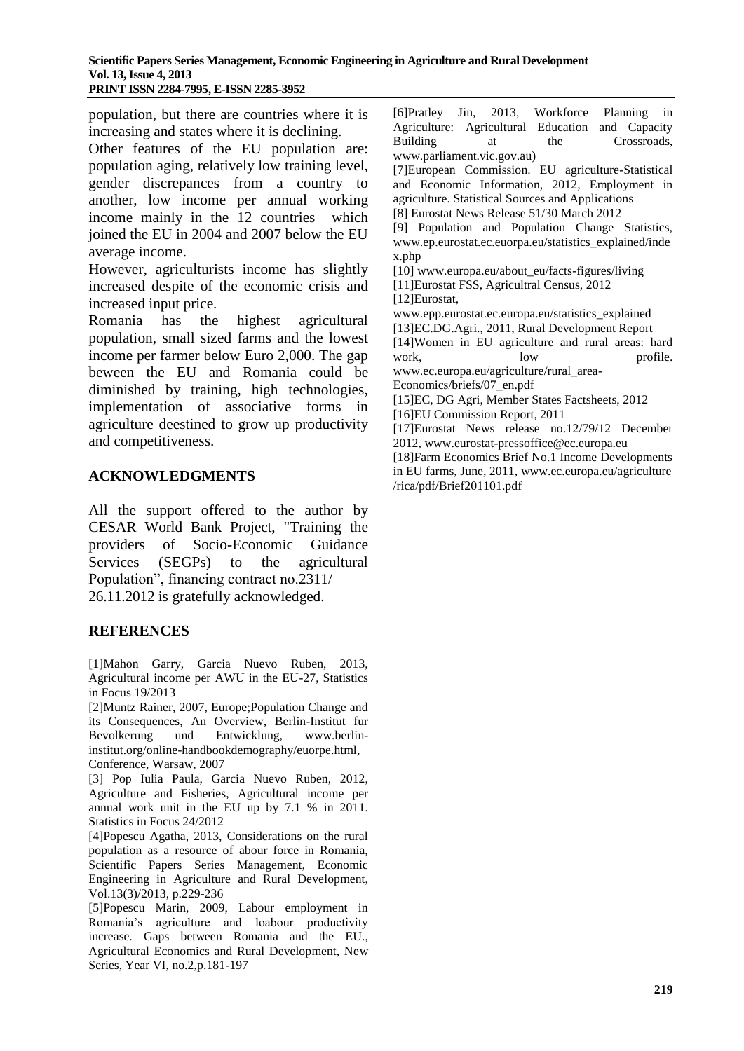population, but there are countries where it is increasing and states where it is declining.

Other features of the EU population are: population aging, relatively low training level, gender discrepances from a country to another, low income per annual working income mainly in the 12 countries which joined the EU in 2004 and 2007 below the EU average income.

However, agriculturists income has slightly increased despite of the economic crisis and increased input price.

Romania has the highest agricultural population, small sized farms and the lowest income per farmer below Euro 2,000. The gap beween the EU and Romania could be diminished by training, high technologies, implementation of associative forms in agriculture deestined to grow up productivity and competitiveness.

## ACKNOWLEDGMENTS

All the support offered to the author by CESAR World Bank Project, "Training the providers of Socio-Economic Guidance Services (SEGPs) to the agricultural Population", financing contract no.2311/ 26.11.2012 is gratefully acknowledged.

## REFERENCES

[1]Mahon Garry, Garcia Nuevo Ruben, 2013, Agricultural income per AWU in the EU-27, Statistics in Focus 19/2013

[2]Muntz Rainer, 2007, Europe;Population Change and its Consequences, An Overview, Berlin-Institut fur Bevolkerung und Entwicklung, www.berlin-institut.org/online-handbookdemography/euorpe.html, Conference, Warsaw, 2007

[3] Pop Iulia Paula, Garcia Nuevo Ruben, 2012, Agriculture and Fisheries, Agricultural income per annual work unit in the EU up by 7.1 % in 2011. Statistics in Focus 24/2012

[4]Popescu Agatha, 2013, Considerations on the rural population as a resource of abour force in Romania, Scientific Papers Series Management, Economic Engineering in Agriculture and Rural Development, Vol.13(3)/2013, p.229-236

[5]Popescu Marin, 2009, Labour employment in Romania's agriculture and loabour productivity increase. Gaps between Romania and the EU., Agricultural Economics and Rural Development, New Series, Year VI, no.2,p.181-197

[6]Pratley Jin, 2013, Workforce Planning in Agriculture: Agricultural Education and Capacity Building at the Crossroads, www.parliament.vic.gov.au)

[7]European Commission. EU agriculture-Statistical and Economic Information, 2012, Employment in agriculture. Statistical Sources and Applications

[8] Eurostat News Release 51/30 March 2012

[9] Population and Population Change Statistics, www.ep.eurostat.ec.euorpa.eu/statistics_explained/index.php

[10] www.europa.eu/about_eu/facts-figures/living

[11]Eurostat FSS, Agricultral Census, 2012

[12]Eurostat, www.epp.eurostat.ec.europa.eu/statistics_explained

[13]EC.DG.Agri., 2011, Rural Development Report

[14]Women in EU agriculture and rural areas: hard work, low profile. www.ec.europa.eu/agriculture/rural_area-Economics/briefs/07_en.pdf

[15]EC, DG Agri, Member States Factsheets, 2012

[16]EU Commission Report, 2011

[17]Eurostat News release no.12/79/12 December 2012, www.eurostat-pressoffice@ec.europa.eu

[18]Farm Economics Brief No.1 Income Developments in EU farms, June, 2011, www.ec.europa.eu/agriculture/rica/pdf/Brief201101.pdf